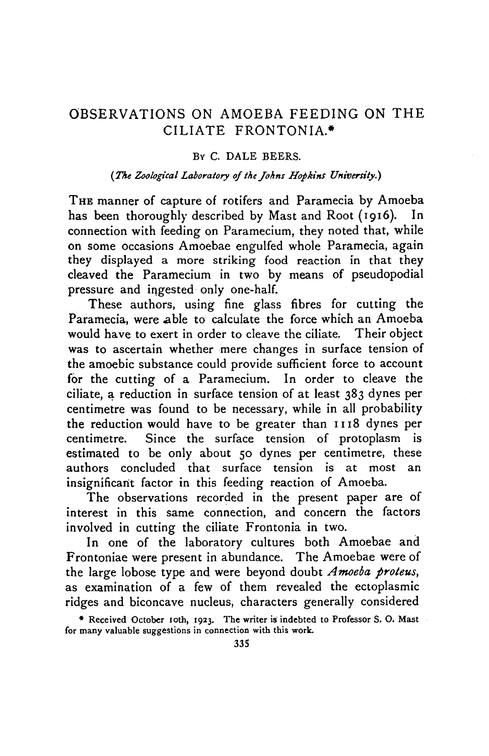# OBSERVATIONS ON AMOEBA FEEDING ON THE CILIATE FRONTONIA.*

By C. DALE BEERS.

*(The Zoological Laboratory of the Johns Hopkins University.)*

THE manner of capture of rotifers and Paramecia by Amoeba has been thoroughly described by Mast and Root (1916). In connection with feeding on Paramecium, they noted that, while on some occasions Amoebae engulfed whole Paramecia, again they displayed a more striking food reaction in that they cleaved the Paramecium in two by means of pseudopodial pressure and ingested only one-half.

These authors, using fine glass fibres for cutting the Paramecia, were able to calculate the force which an Amoeba would have to exert in order to cleave the ciliate. Their object was to ascertain whether mere changes in surface tension of the amoebic substance could provide sufficient force to account for the cutting of a Paramecium. In order to cleave the ciliate, a reduction in surface tension of at least 383 dynes per centimetre was found to be necessary, while in all probability the reduction would have to be greater than 1118 dynes per centimetre. Since the surface tension of protoplasm is estimated to be only about 50 dynes per centimetre, these authors concluded that surface tension is at most an insignificant factor in this feeding reaction of Amoeba.

The observations recorded in the present paper are of interest in this same connection, and concern the factors involved in cutting the ciliate Frontonia in two.

In one of the laboratory cultures both Amoebae and Frontoniae were present in abundance. The Amoebae were of the large lobose type and were beyond doubt *Amoeba proteus*, as examination of a few of them revealed the ectoplasmic ridges and biconcave nucleus, characters generally considered

\* Received October 10th, 1923. The writer is indebted to Professor S. O. Mast for many valuable suggestions in connection with this work.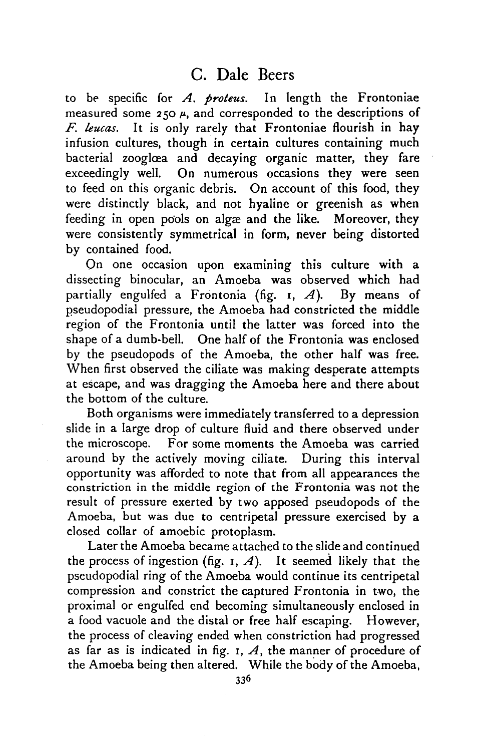to be specific for *A. proteus*. In length the Frontoniae measured some 250 μ, and corresponded to the descriptions of *F. leucas*. It is only rarely that Frontoniae flourish in hay infusion cultures, though in certain cultures containing much bacterial zoogl&oelig;a and decaying organic matter, they fare exceedingly well. On numerous occasions they were seen to feed on this organic debris. On account of this food, they were distinctly black, and not hyaline or greenish as when feeding in open pools on algæ and the like. Moreover, they were consistently symmetrical in form, never being distorted by contained food.

On one occasion upon examining this culture with a dissecting binocular, an Amoeba was observed which had partially engulfed a Frontonia (fig. 1, *A*). By means of pseudopodial pressure, the Amoeba had constricted the middle region of the Frontonia until the latter was forced into the shape of a dumb-bell. One half of the Frontonia was enclosed by the pseudopods of the Amoeba, the other half was free. When first observed the ciliate was making desperate attempts at escape, and was dragging the Amoeba here and there about the bottom of the culture.

Both organisms were immediately transferred to a depression slide in a large drop of culture fluid and there observed under the microscope. For some moments the Amoeba was carried around by the actively moving ciliate. During this interval opportunity was afforded to note that from all appearances the constriction in the middle region of the Frontonia was not the result of pressure exerted by two apposed pseudopods of the Amoeba, but was due to centripetal pressure exercised by a closed collar of amoebic protoplasm.

Later the Amoeba became attached to the slide and continued the process of ingestion (fig. 1, *A*). It seemed likely that the pseudopodial ring of the Amoeba would continue its centripetal compression and constrict the captured Frontonia in two, the proximal or engulfed end becoming simultaneously enclosed in a food vacuole and the distal or free half escaping. However, the process of cleaving ended when constriction had progressed as far as is indicated in fig. 1, *A*, the manner of procedure of the Amoeba being then altered. While the body of the Amoeba,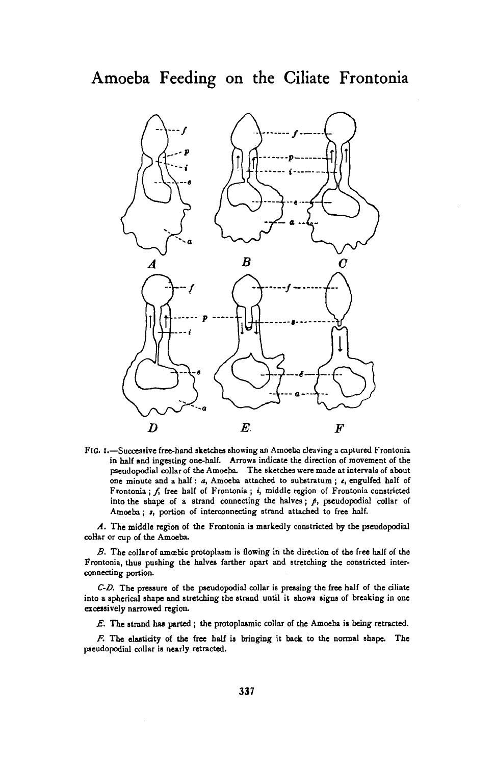# Amoeba Feeding on the Ciliate Frontonia

FIG. 1.—Successive free-hand sketches showing an Amoeba cleaving a captured Frontonia in half and ingesting one-half. Arrows indicate the direction of movement of the pseudopodial collar of the Amoeba. The sketches were made at intervals of about one minute and a half: *a*, Amoeba attached to substratum; *e*, engulfed half of Frontonia; *f*, free half of Frontonia; *i*, middle region of Frontonia constricted into the shape of a strand connecting the halves; *p*, pseudopodial collar of Amoeba; *s*, portion of interconnecting strand attached to free half.

*A*. The middle region of the Frontonia is markedly constricted by the pseudopodial collar or cup of the Amoeba.

*B*. The collar of amœbic protoplasm is flowing in the direction of the free half of the Frontonia, thus pushing the halves farther apart and stretching the constricted interconnecting portion.

*C-D*. The pressure of the pseudopodial collar is pressing the free half of the ciliate into a spherical shape and stretching the strand until it shows signs of breaking in one excessively narrowed region.

*E*. The strand has parted; the protoplasmic collar of the Amoeba is being retracted.

*F*. The elasticity of the free half is bringing it back to the normal shape. The pseudopodial collar is nearly retracted.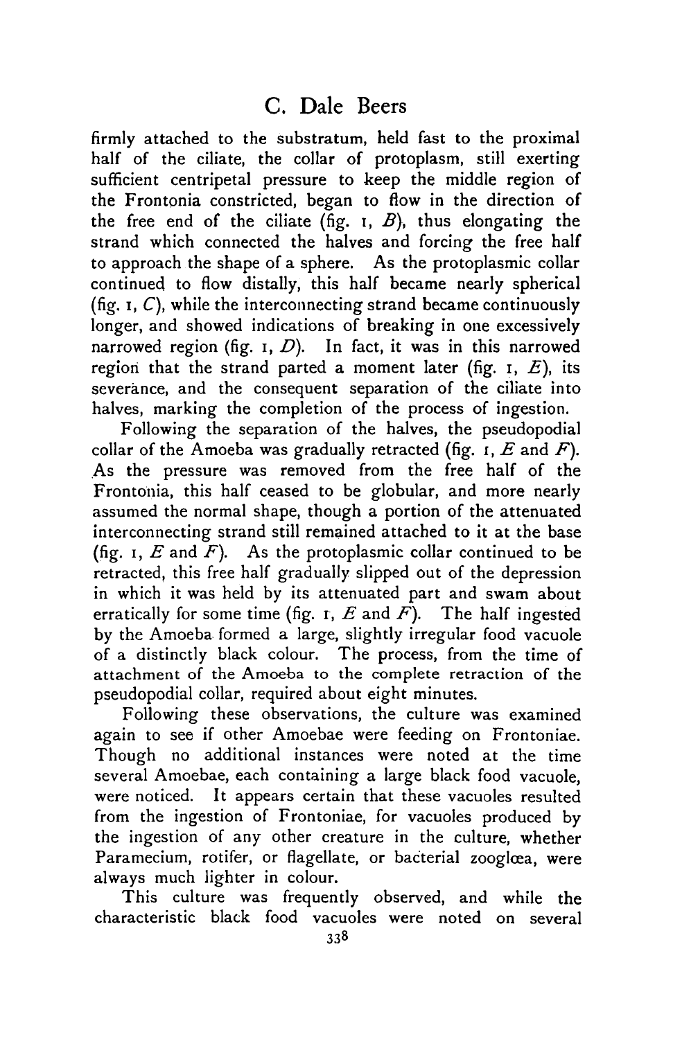firmly attached to the substratum, held fast to the proximal half of the ciliate, the collar of protoplasm, still exerting sufficient centripetal pressure to keep the middle region of the Frontonia constricted, began to flow in the direction of the free end of the ciliate (fig. 1, *B*), thus elongating the strand which connected the halves and forcing the free half to approach the shape of a sphere. As the protoplasmic collar continued to flow distally, this half became nearly spherical (fig. 1, *C*), while the interconnecting strand became continuously longer, and showed indications of breaking in one excessively narrowed region (fig. 1, *D*). In fact, it was in this narrowed region that the strand parted a moment later (fig. 1, *E*), its severance, and the consequent separation of the ciliate into halves, marking the completion of the process of ingestion.

Following the separation of the halves, the pseudopodial collar of the Amoeba was gradually retracted (fig. 1, *E* and *F*). As the pressure was removed from the free half of the Frontonia, this half ceased to be globular, and more nearly assumed the normal shape, though a portion of the attenuated interconnecting strand still remained attached to it at the base (fig. 1, *E* and *F*). As the protoplasmic collar continued to be retracted, this free half gradually slipped out of the depression in which it was held by its attenuated part and swam about erratically for some time (fig. 1, *E* and *F*). The half ingested by the Amoeba formed a large, slightly irregular food vacuole of a distinctly black colour. The process, from the time of attachment of the Amoeba to the complete retraction of the pseudopodial collar, required about eight minutes.

Following these observations, the culture was examined again to see if other Amoebae were feeding on Frontoniae. Though no additional instances were noted at the time several Amoebae, each containing a large black food vacuole, were noticed. It appears certain that these vacuoles resulted from the ingestion of Frontoniae, for vacuoles produced by the ingestion of any other creature in the culture, whether Paramecium, rotifer, or flagellate, or bacterial zooglœa, were always much lighter in colour.

This culture was frequently observed, and while the characteristic black food vacuoles were noted on several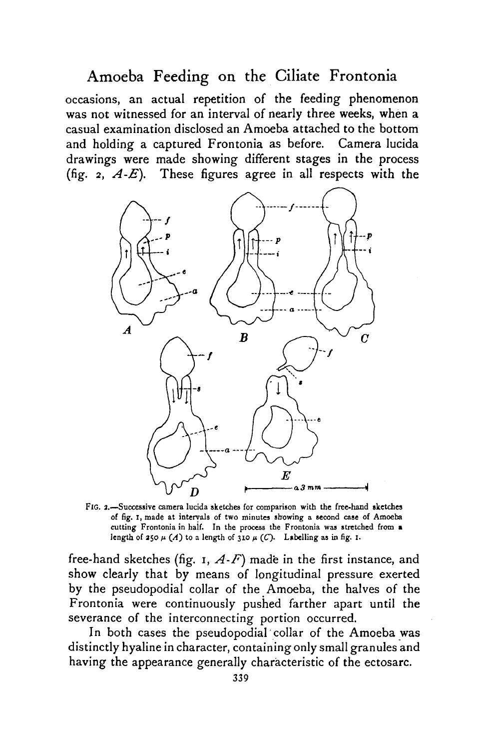occasions, an actual repetition of the feeding phenomenon was not witnessed for an interval of nearly three weeks, when a casual examination disclosed an Amoeba attached to the bottom and holding a captured Frontonia as before. Camera lucida drawings were made showing different stages in the process (fig. 2, *A-E*). These figures agree in all respects with the

FIG. 2.—Successive camera lucida sketches for comparison with the free-hand sketches of fig. 1, made at intervals of two minutes showing a second case of Amoeba cutting Frontonia in half. In the process the Frontonia was stretched from a length of 250 μ (*A*) to a length of 310 μ (*C*). Labelling as in fig. 1.

free-hand sketches (fig. 1, *A-F*) made in the first instance, and show clearly that by means of longitudinal pressure exerted by the pseudopodial collar of the Amoeba, the halves of the Frontonia were continuously pushed farther apart until the severance of the interconnecting portion occurred.

In both cases the pseudopodial collar of the Amoeba was distinctly hyaline in character, containing only small granules and having the appearance generally characteristic of the ectosarc.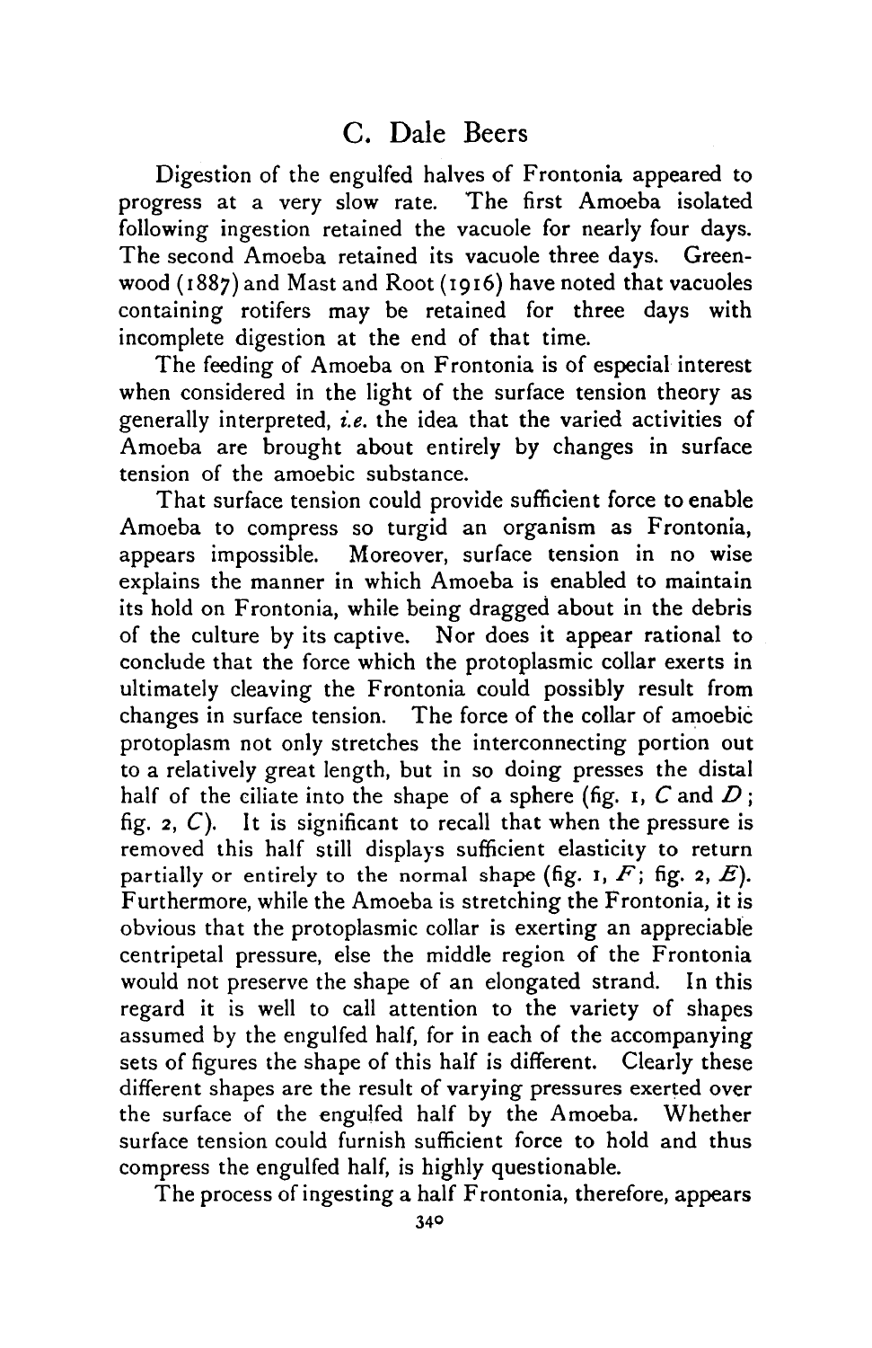Digestion of the engulfed halves of Frontonia appeared to progress at a very slow rate. The first Amoeba isolated following ingestion retained the vacuole for nearly four days. The second Amoeba retained its vacuole three days. Greenwood (1887) and Mast and Root (1916) have noted that vacuoles containing rotifers may be retained for three days with incomplete digestion at the end of that time.

The feeding of Amoeba on Frontonia is of especial interest when considered in the light of the surface tension theory as generally interpreted, *i.e.* the idea that the varied activities of Amoeba are brought about entirely by changes in surface tension of the amoebic substance.

That surface tension could provide sufficient force to enable Amoeba to compress so turgid an organism as Frontonia, appears impossible. Moreover, surface tension in no wise explains the manner in which Amoeba is enabled to maintain its hold on Frontonia, while being dragged about in the debris of the culture by its captive. Nor does it appear rational to conclude that the force which the protoplasmic collar exerts in ultimately cleaving the Frontonia could possibly result from changes in surface tension. The force of the collar of amoebic protoplasm not only stretches the interconnecting portion out to a relatively great length, but in so doing presses the distal half of the ciliate into the shape of a sphere (fig. 1, *C* and *D*; fig. 2, *C*). It is significant to recall that when the pressure is removed this half still displays sufficient elasticity to return partially or entirely to the normal shape (fig. 1, *F*; fig. 2, *E*). Furthermore, while the Amoeba is stretching the Frontonia, it is obvious that the protoplasmic collar is exerting an appreciable centripetal pressure, else the middle region of the Frontonia would not preserve the shape of an elongated strand. In this regard it is well to call attention to the variety of shapes assumed by the engulfed half, for in each of the accompanying sets of figures the shape of this half is different. Clearly these different shapes are the result of varying pressures exerted over the surface of the engulfed half by the Amoeba. Whether surface tension could furnish sufficient force to hold and thus compress the engulfed half, is highly questionable.

The process of ingesting a half Frontonia, therefore, appears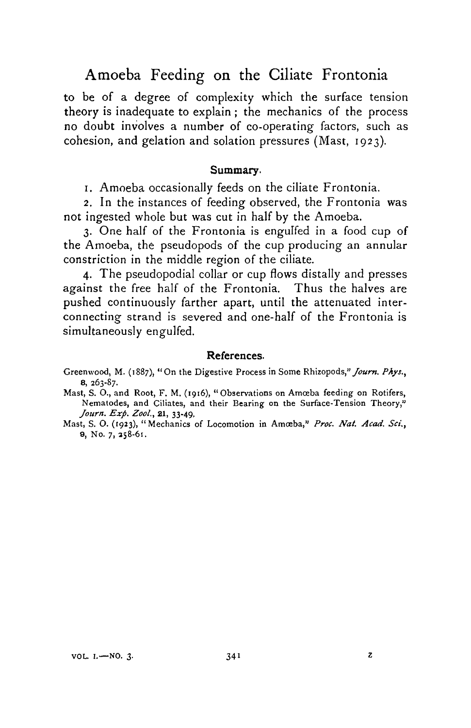to be of a degree of complexity which the surface tension theory is inadequate to explain; the mechanics of the process no doubt involves a number of co-operating factors, such as cohesion, and gelation and solation pressures (Mast, 1923).

## Summary.

1. Amoeba occasionally feeds on the ciliate Frontonia.

2. In the instances of feeding observed, the Frontonia was not ingested whole but was cut in half by the Amoeba.

3. One half of the Frontonia is engulfed in a food cup of the Amoeba, the pseudopods of the cup producing an annular constriction in the middle region of the ciliate.

4. The pseudopodial collar or cup flows distally and presses against the free half of the Frontonia. Thus the halves are pushed continuously farther apart, until the attenuated interconnecting strand is severed and one-half of the Frontonia is simultaneously engulfed.

## References.

Greenwood, M. (1887), "On the Digestive Process in Some Rhizopods," *Journ. Phys.*, 8, 263-87.

Mast, S. O., and Root, F. M. (1916), "Observations on Amœba feeding on Rotifers, Nematodes, and Ciliates, and their Bearing on the Surface-Tension Theory," *Journ. Exp. Zool.*, 21, 33-49.

Mast, S. O. (1923), "Mechanics of Locomotion in Amœba," *Proc. Nat. Acad. Sci.*, 9, No. 7, 258-61.